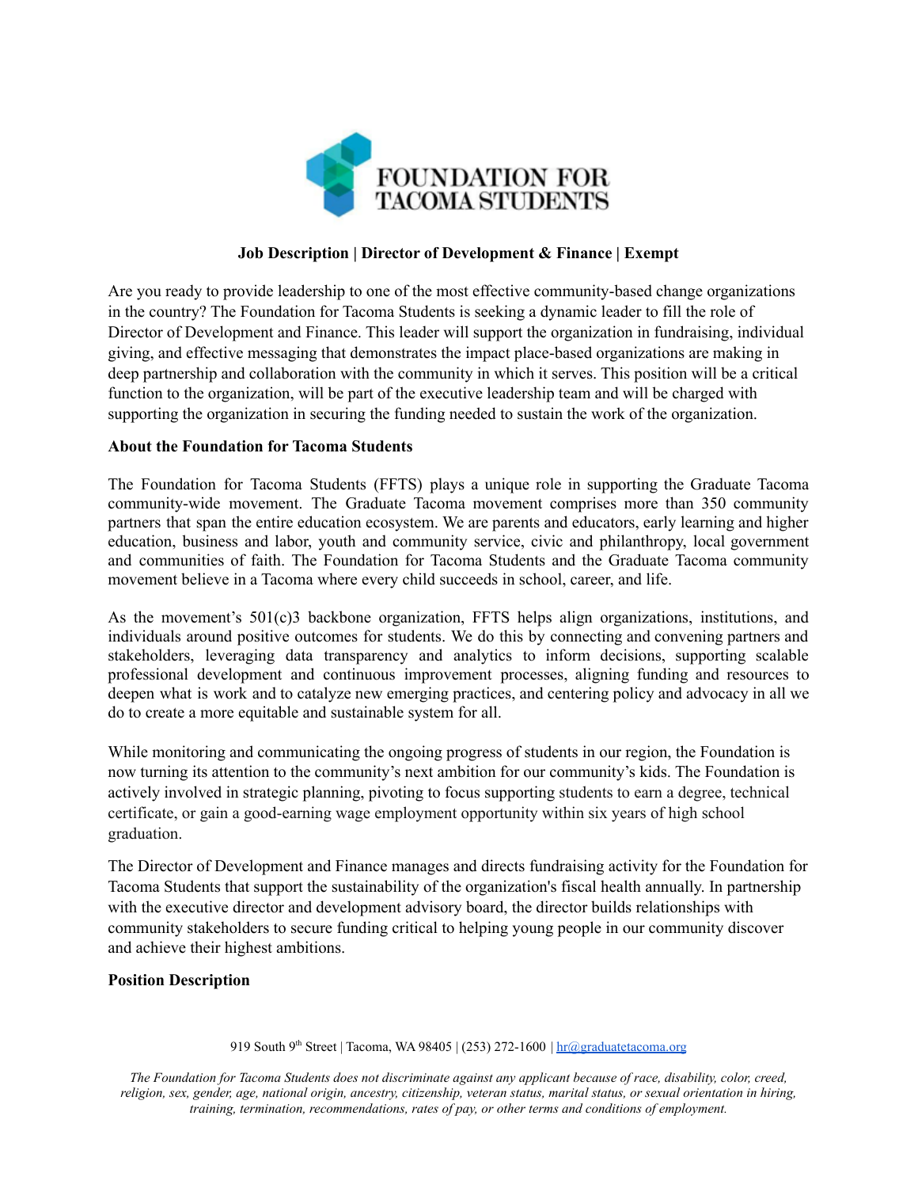**FOUNDATION FOR TACOMA STUDENTS**

### Job Description | Director of Development & Finance | Exempt

Are you ready to provide leadership to one of the most effective community-based change organizations in the country? The Foundation for Tacoma Students is seeking a dynamic leader to fill the role of Director of Development and Finance. This leader will support the organization in fundraising, individual giving, and effective messaging that demonstrates the impact place-based organizations are making in deep partnership and collaboration with the community in which it serves. This position will be a critical function to the organization, will be part of the executive leadership team and will be charged with supporting the organization in securing the funding needed to sustain the work of the organization.

**About the Foundation for Tacoma Students**

The Foundation for Tacoma Students (FFTS) plays a unique role in supporting the Graduate Tacoma community-wide movement. The Graduate Tacoma movement comprises more than 350 community partners that span the entire education ecosystem. We are parents and educators, early learning and higher education, business and labor, youth and community service, civic and philanthropy, local government and communities of faith. The Foundation for Tacoma Students and the Graduate Tacoma community movement believe in a Tacoma where every child succeeds in school, career, and life.

As the movement's 501(c)3 backbone organization, FFTS helps align organizations, institutions, and individuals around positive outcomes for students. We do this by connecting and convening partners and stakeholders, leveraging data transparency and analytics to inform decisions, supporting scalable professional development and continuous improvement processes, aligning funding and resources to deepen what is work and to catalyze new emerging practices, and centering policy and advocacy in all we do to create a more equitable and sustainable system for all.

While monitoring and communicating the ongoing progress of students in our region, the Foundation is now turning its attention to the community's next ambition for our community's kids. The Foundation is actively involved in strategic planning, pivoting to focus supporting students to earn a degree, technical certificate, or gain a good-earning wage employment opportunity within six years of high school graduation.

The Director of Development and Finance manages and directs fundraising activity for the Foundation for Tacoma Students that support the sustainability of the organization's fiscal health annually. In partnership with the executive director and development advisory board, the director builds relationships with community stakeholders to secure funding critical to helping young people in our community discover and achieve their highest ambitions.

**Position Description**

919 South 9th Street | Tacoma, WA 98405 | (253) 272-1600 | hr@graduatetacoma.org

*The Foundation for Tacoma Students does not discriminate against any applicant because of race, disability, color, creed, religion, sex, gender, age, national origin, ancestry, citizenship, veteran status, marital status, or sexual orientation in hiring, training, termination, recommendations, rates of pay, or other terms and conditions of employment.*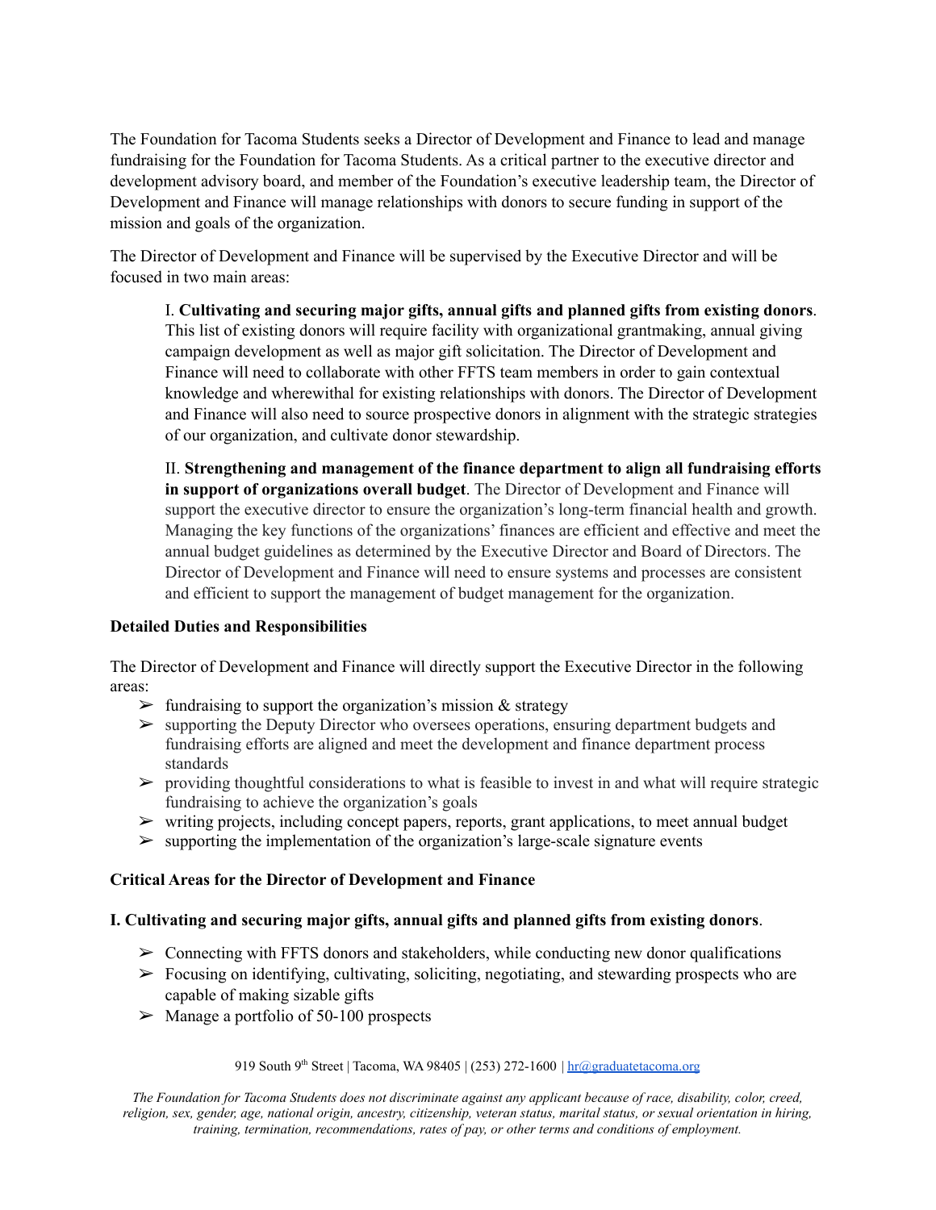The Foundation for Tacoma Students seeks a Director of Development and Finance to lead and manage fundraising for the Foundation for Tacoma Students. As a critical partner to the executive director and development advisory board, and member of the Foundation's executive leadership team, the Director of Development and Finance will manage relationships with donors to secure funding in support of the mission and goals of the organization.

The Director of Development and Finance will be supervised by the Executive Director and will be focused in two main areas:

> I. **Cultivating and securing major gifts, annual gifts and planned gifts from existing donors**. This list of existing donors will require facility with organizational grantmaking, annual giving campaign development as well as major gift solicitation. The Director of Development and Finance will need to collaborate with other FFTS team members in order to gain contextual knowledge and wherewithal for existing relationships with donors. The Director of Development and Finance will also need to source prospective donors in alignment with the strategic strategies of our organization, and cultivate donor stewardship.
>
> II. **Strengthening and management of the finance department to align all fundraising efforts in support of organizations overall budget**. The Director of Development and Finance will support the executive director to ensure the organization's long-term financial health and growth. Managing the key functions of the organizations' finances are efficient and effective and meet the annual budget guidelines as determined by the Executive Director and Board of Directors. The Director of Development and Finance will need to ensure systems and processes are consistent and efficient to support the management of budget management for the organization.

**Detailed Duties and Responsibilities**

The Director of Development and Finance will directly support the Executive Director in the following areas:

- fundraising to support the organization's mission & strategy
- supporting the Deputy Director who oversees operations, ensuring department budgets and fundraising efforts are aligned and meet the development and finance department process standards
- providing thoughtful considerations to what is feasible to invest in and what will require strategic fundraising to achieve the organization's goals
- writing projects, including concept papers, reports, grant applications, to meet annual budget
- supporting the implementation of the organization's large-scale signature events

**Critical Areas for the Director of Development and Finance**

**I. Cultivating and securing major gifts, annual gifts and planned gifts from existing donors**.

- Connecting with FFTS donors and stakeholders, while conducting new donor qualifications
- Focusing on identifying, cultivating, soliciting, negotiating, and stewarding prospects who are capable of making sizable gifts
- Manage a portfolio of 50-100 prospects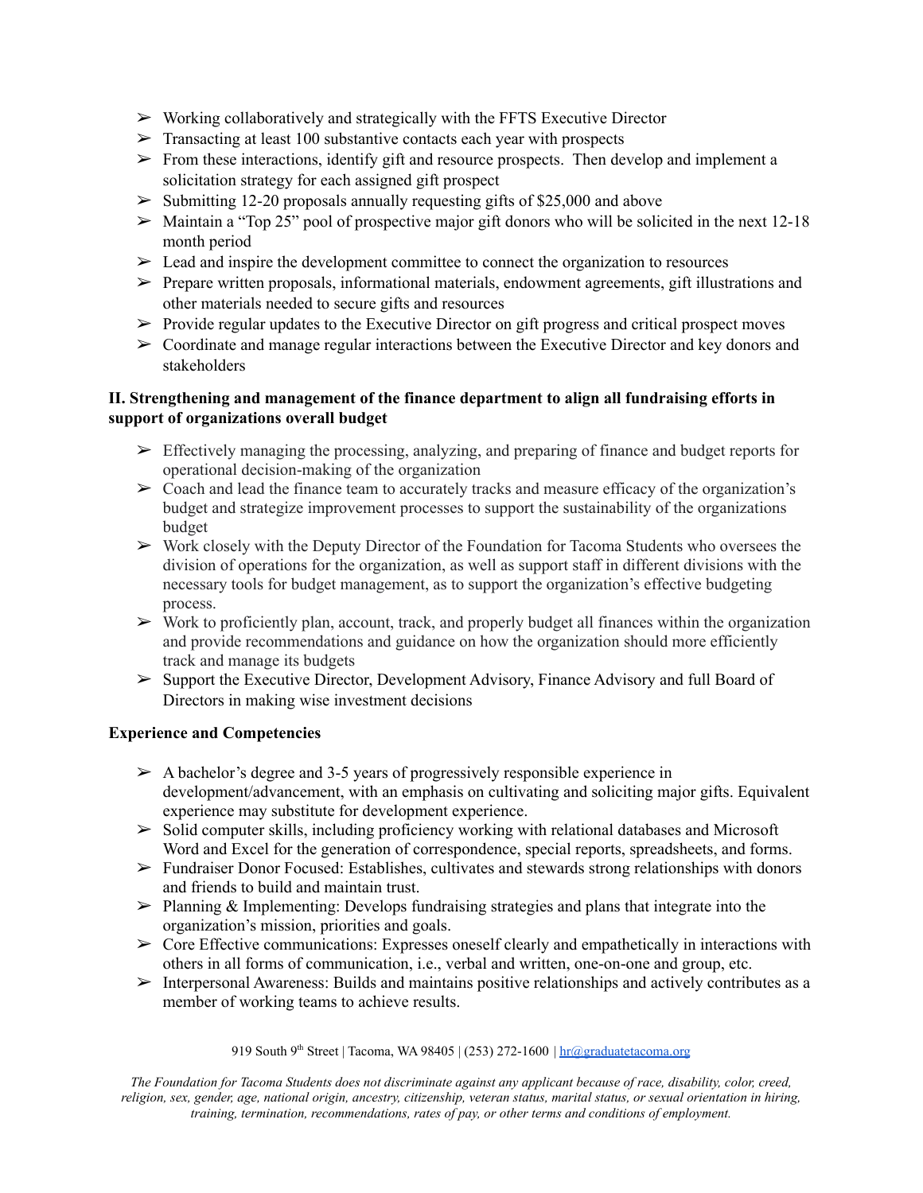- Working collaboratively and strategically with the FFTS Executive Director
- Transacting at least 100 substantive contacts each year with prospects
- From these interactions, identify gift and resource prospects. Then develop and implement a solicitation strategy for each assigned gift prospect
- Submitting 12-20 proposals annually requesting gifts of $25,000 and above
- Maintain a "Top 25" pool of prospective major gift donors who will be solicited in the next 12-18 month period
- Lead and inspire the development committee to connect the organization to resources
- Prepare written proposals, informational materials, endowment agreements, gift illustrations and other materials needed to secure gifts and resources
- Provide regular updates to the Executive Director on gift progress and critical prospect moves
- Coordinate and manage regular interactions between the Executive Director and key donors and stakeholders

**II. Strengthening and management of the finance department to align all fundraising efforts in support of organizations overall budget**

- Effectively managing the processing, analyzing, and preparing of finance and budget reports for operational decision-making of the organization
- Coach and lead the finance team to accurately tracks and measure efficacy of the organization's budget and strategize improvement processes to support the sustainability of the organizations budget
- Work closely with the Deputy Director of the Foundation for Tacoma Students who oversees the division of operations for the organization, as well as support staff in different divisions with the necessary tools for budget management, as to support the organization's effective budgeting process.
- Work to proficiently plan, account, track, and properly budget all finances within the organization and provide recommendations and guidance on how the organization should more efficiently track and manage its budgets
- Support the Executive Director, Development Advisory, Finance Advisory and full Board of Directors in making wise investment decisions

**Experience and Competencies**

- A bachelor's degree and 3-5 years of progressively responsible experience in development/advancement, with an emphasis on cultivating and soliciting major gifts. Equivalent experience may substitute for development experience.
- Solid computer skills, including proficiency working with relational databases and Microsoft Word and Excel for the generation of correspondence, special reports, spreadsheets, and forms.
- Fundraiser Donor Focused: Establishes, cultivates and stewards strong relationships with donors and friends to build and maintain trust.
- Planning & Implementing: Develops fundraising strategies and plans that integrate into the organization's mission, priorities and goals.
- Core Effective communications: Expresses oneself clearly and empathetically in interactions with others in all forms of communication, i.e., verbal and written, one-on-one and group, etc.
- Interpersonal Awareness: Builds and maintains positive relationships and actively contributes as a member of working teams to achieve results.

919 South 9th Street | Tacoma, WA 98405 | (253) 272-1600 | hr@graduatetacoma.org

*The Foundation for Tacoma Students does not discriminate against any applicant because of race, disability, color, creed, religion, sex, gender, age, national origin, ancestry, citizenship, veteran status, marital status, or sexual orientation in hiring, training, termination, recommendations, rates of pay, or other terms and conditions of employment.*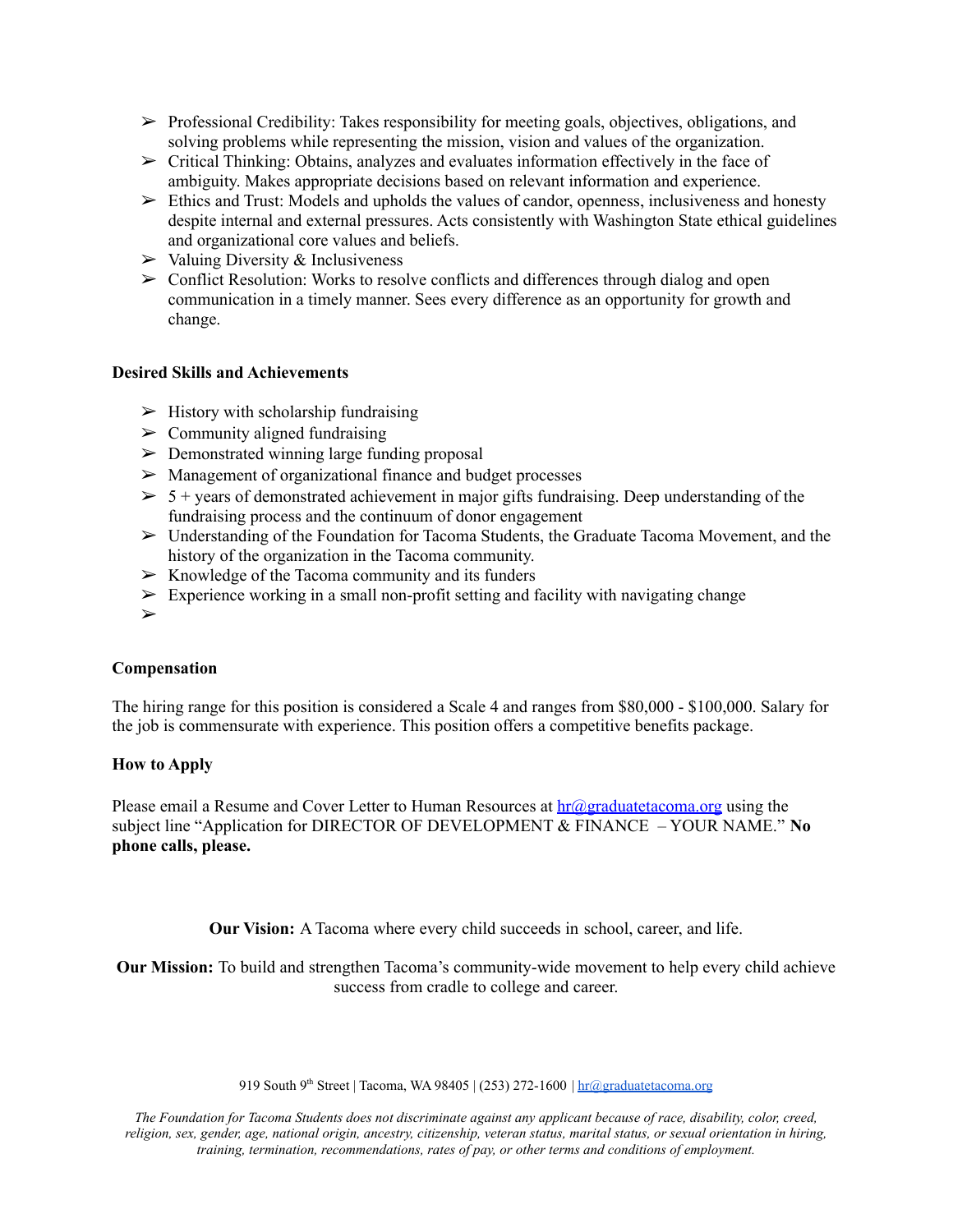- Professional Credibility: Takes responsibility for meeting goals, objectives, obligations, and solving problems while representing the mission, vision and values of the organization.
- Critical Thinking: Obtains, analyzes and evaluates information effectively in the face of ambiguity. Makes appropriate decisions based on relevant information and experience.
- Ethics and Trust: Models and upholds the values of candor, openness, inclusiveness and honesty despite internal and external pressures. Acts consistently with Washington State ethical guidelines and organizational core values and beliefs.
- Valuing Diversity & Inclusiveness
- Conflict Resolution: Works to resolve conflicts and differences through dialog and open communication in a timely manner. Sees every difference as an opportunity for growth and change.

**Desired Skills and Achievements**

- History with scholarship fundraising
- Community aligned fundraising
- Demonstrated winning large funding proposal
- Management of organizational finance and budget processes
- 5 + years of demonstrated achievement in major gifts fundraising. Deep understanding of the fundraising process and the continuum of donor engagement
- Understanding of the Foundation for Tacoma Students, the Graduate Tacoma Movement, and the history of the organization in the Tacoma community.
- Knowledge of the Tacoma community and its funders
- Experience working in a small non-profit setting and facility with navigating change

**Compensation**

The hiring range for this position is considered a Scale 4 and ranges from $80,000 - $100,000. Salary for the job is commensurate with experience. This position offers a competitive benefits package.

**How to Apply**

Please email a Resume and Cover Letter to Human Resources at hr@graduatetacoma.org using the subject line "Application for DIRECTOR OF DEVELOPMENT & FINANCE – YOUR NAME." **No phone calls, please.**

**Our Vision:** A Tacoma where every child succeeds in school, career, and life.

**Our Mission:** To build and strengthen Tacoma's community-wide movement to help every child achieve success from cradle to college and career.

919 South 9th Street | Tacoma, WA 98405 | (253) 272-1600 | hr@graduatetacoma.org

*The Foundation for Tacoma Students does not discriminate against any applicant because of race, disability, color, creed, religion, sex, gender, age, national origin, ancestry, citizenship, veteran status, marital status, or sexual orientation in hiring, training, termination, recommendations, rates of pay, or other terms and conditions of employment.*